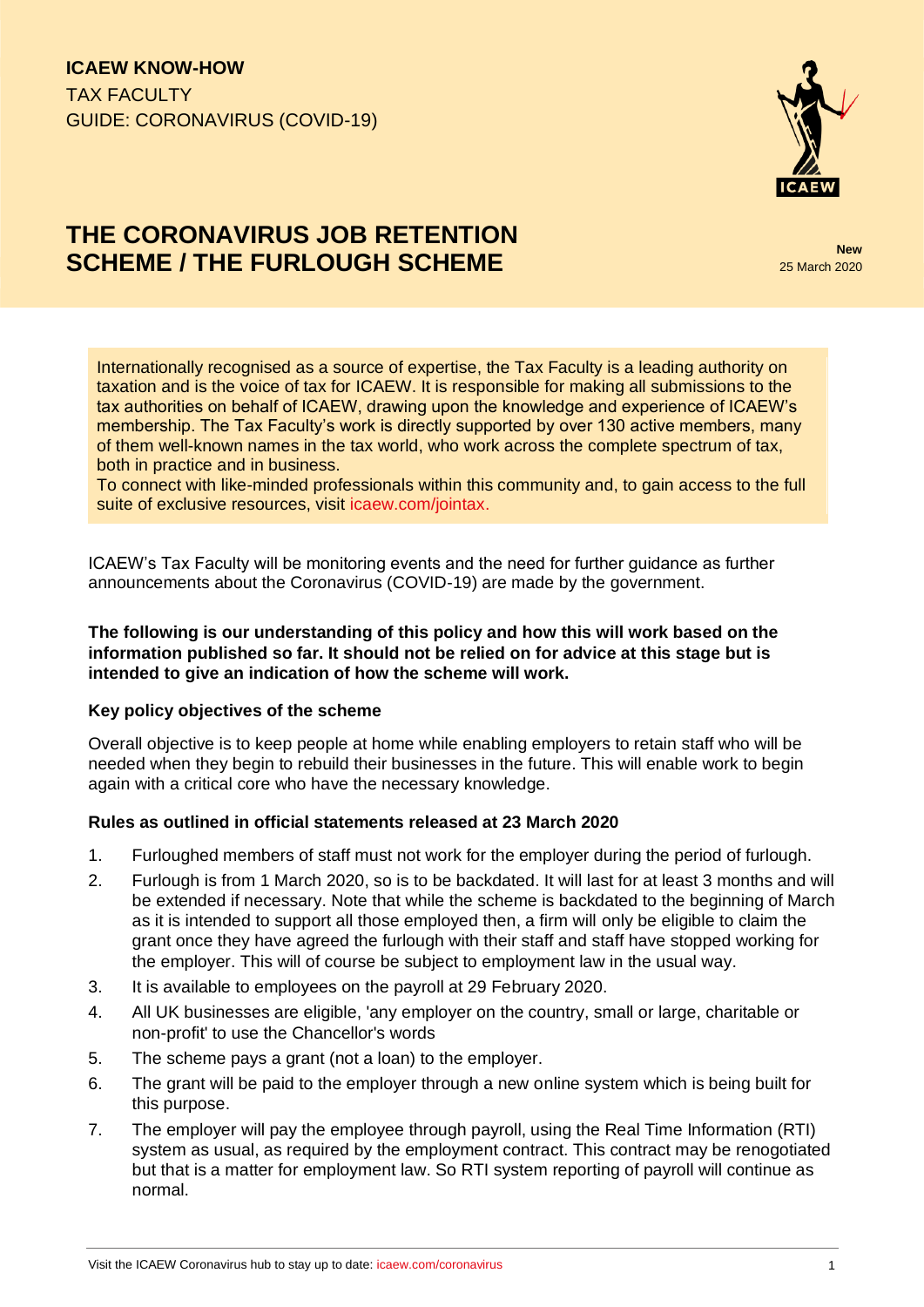**ICAEW KNOW-HOW**
TAX FACULTY
GUIDE: CORONAVIRUS (COVID-19)

# THE CORONAVIRUS JOB RETENTION SCHEME / THE FURLOUGH SCHEME

**New**
25 March 2020

Internationally recognised as a source of expertise, the Tax Faculty is a leading authority on taxation and is the voice of tax for ICAEW. It is responsible for making all submissions to the tax authorities on behalf of ICAEW, drawing upon the knowledge and experience of ICAEW's membership. The Tax Faculty's work is directly supported by over 130 active members, many of them well-known names in the tax world, who work across the complete spectrum of tax, both in practice and in business.
To connect with like-minded professionals within this community and, to gain access to the full suite of exclusive resources, visit icaew.com/jointax.

ICAEW's Tax Faculty will be monitoring events and the need for further guidance as further announcements about the Coronavirus (COVID-19) are made by the government.

**The following is our understanding of this policy and how this will work based on the information published so far. It should not be relied on for advice at this stage but is intended to give an indication of how the scheme will work.**

### Key policy objectives of the scheme

Overall objective is to keep people at home while enabling employers to retain staff who will be needed when they begin to rebuild their businesses in the future. This will enable work to begin again with a critical core who have the necessary knowledge.

### Rules as outlined in official statements released at 23 March 2020

1. Furloughed members of staff must not work for the employer during the period of furlough.
2. Furlough is from 1 March 2020, so is to be backdated. It will last for at least 3 months and will be extended if necessary. Note that while the scheme is backdated to the beginning of March as it is intended to support all those employed then, a firm will only be eligible to claim the grant once they have agreed the furlough with their staff and staff have stopped working for the employer. This will of course be subject to employment law in the usual way.
3. It is available to employees on the payroll at 29 February 2020.
4. All UK businesses are eligible, 'any employer on the country, small or large, charitable or non-profit' to use the Chancellor's words
5. The scheme pays a grant (not a loan) to the employer.
6. The grant will be paid to the employer through a new online system which is being built for this purpose.
7. The employer will pay the employee through payroll, using the Real Time Information (RTI) system as usual, as required by the employment contract. This contract may be renogotiated but that is a matter for employment law. So RTI system reporting of payroll will continue as normal.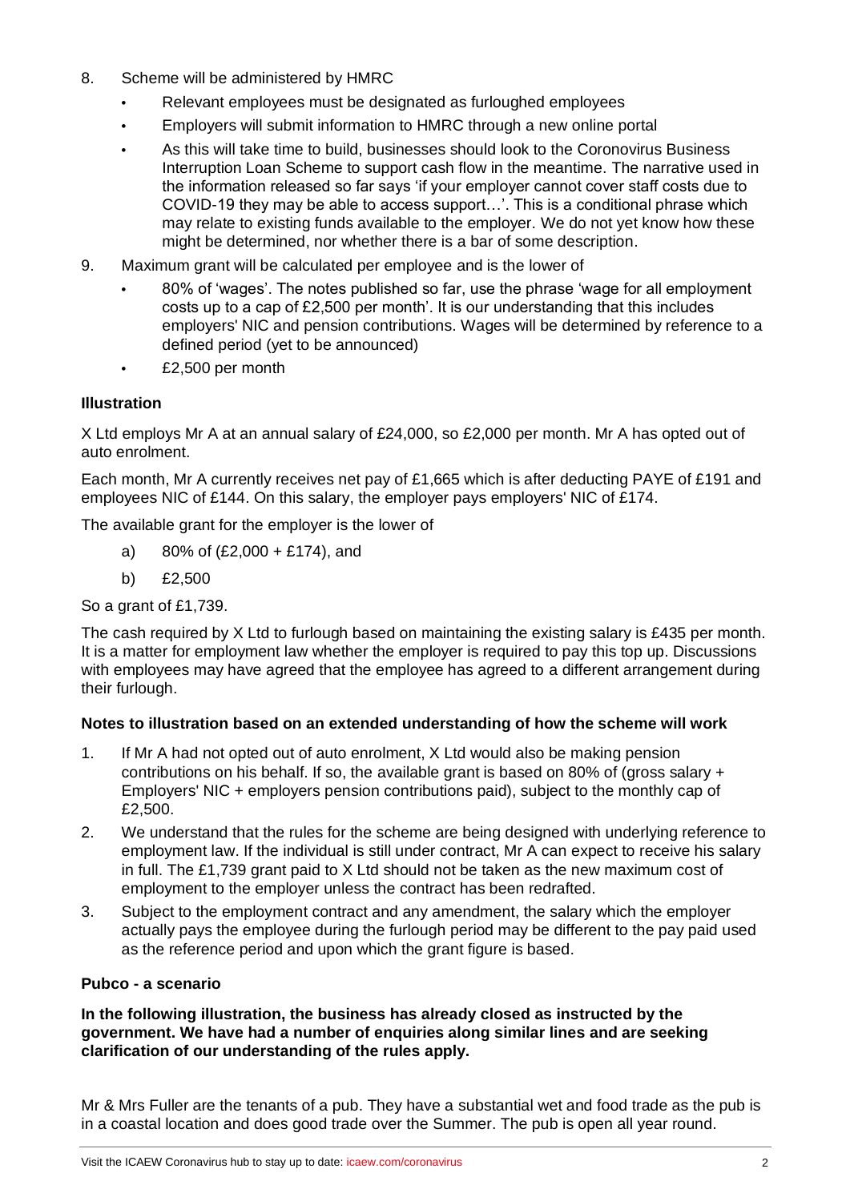8. Scheme will be administered by HMRC
   - Relevant employees must be designated as furloughed employees
   - Employers will submit information to HMRC through a new online portal
   - As this will take time to build, businesses should look to the Coronovirus Business Interruption Loan Scheme to support cash flow in the meantime. The narrative used in the information released so far says 'if your employer cannot cover staff costs due to COVID-19 they may be able to access support…'. This is a conditional phrase which may relate to existing funds available to the employer. We do not yet know how these might be determined, nor whether there is a bar of some description.
9. Maximum grant will be calculated per employee and is the lower of
   - 80% of 'wages'. The notes published so far, use the phrase 'wage for all employment costs up to a cap of £2,500 per month'. It is our understanding that this includes employers' NIC and pension contributions. Wages will be determined by reference to a defined period (yet to be announced)
   - £2,500 per month

**Illustration**

X Ltd employs Mr A at an annual salary of £24,000, so £2,000 per month. Mr A has opted out of auto enrolment.

Each month, Mr A currently receives net pay of £1,665 which is after deducting PAYE of £191 and employees NIC of £144. On this salary, the employer pays employers' NIC of £174.

The available grant for the employer is the lower of

a) 80% of (£2,000 + £174), and

b) £2,500

So a grant of £1,739.

The cash required by X Ltd to furlough based on maintaining the existing salary is £435 per month. It is a matter for employment law whether the employer is required to pay this top up. Discussions with employees may have agreed that the employee has agreed to a different arrangement during their furlough.

**Notes to illustration based on an extended understanding of how the scheme will work**

1. If Mr A had not opted out of auto enrolment, X Ltd would also be making pension contributions on his behalf. If so, the available grant is based on 80% of (gross salary + Employers' NIC + employers pension contributions paid), subject to the monthly cap of £2,500.
2. We understand that the rules for the scheme are being designed with underlying reference to employment law. If the individual is still under contract, Mr A can expect to receive his salary in full. The £1,739 grant paid to X Ltd should not be taken as the new maximum cost of employment to the employer unless the contract has been redrafted.
3. Subject to the employment contract and any amendment, the salary which the employer actually pays the employee during the furlough period may be different to the pay paid used as the reference period and upon which the grant figure is based.

**Pubco - a scenario**

**In the following illustration, the business has already closed as instructed by the government. We have had a number of enquiries along similar lines and are seeking clarification of our understanding of the rules apply.**

Mr & Mrs Fuller are the tenants of a pub. They have a substantial wet and food trade as the pub is in a coastal location and does good trade over the Summer. The pub is open all year round.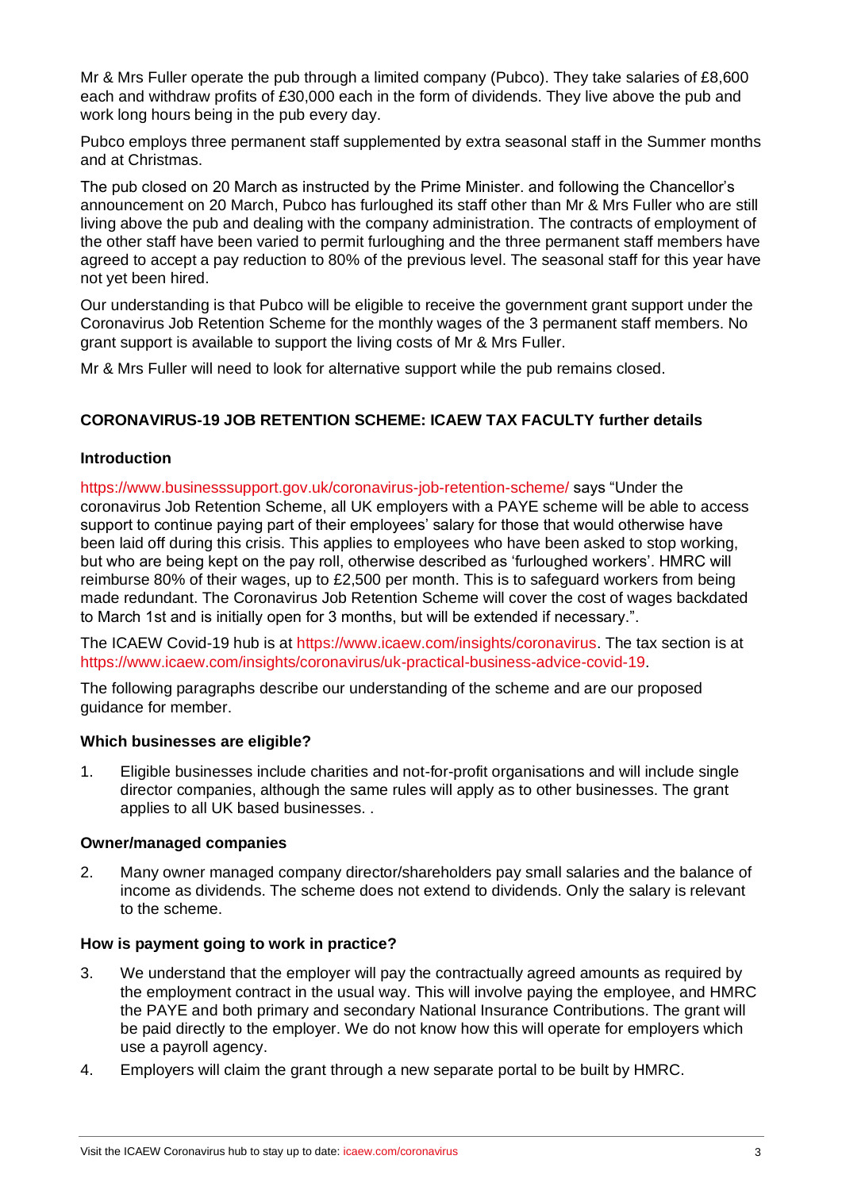Mr & Mrs Fuller operate the pub through a limited company (Pubco). They take salaries of £8,600 each and withdraw profits of £30,000 each in the form of dividends. They live above the pub and work long hours being in the pub every day.

Pubco employs three permanent staff supplemented by extra seasonal staff in the Summer months and at Christmas.

The pub closed on 20 March as instructed by the Prime Minister. and following the Chancellor's announcement on 20 March, Pubco has furloughed its staff other than Mr & Mrs Fuller who are still living above the pub and dealing with the company administration. The contracts of employment of the other staff have been varied to permit furloughing and the three permanent staff members have agreed to accept a pay reduction to 80% of the previous level. The seasonal staff for this year have not yet been hired.

Our understanding is that Pubco will be eligible to receive the government grant support under the Coronavirus Job Retention Scheme for the monthly wages of the 3 permanent staff members. No grant support is available to support the living costs of Mr & Mrs Fuller.

Mr & Mrs Fuller will need to look for alternative support while the pub remains closed.

## CORONAVIRUS-19 JOB RETENTION SCHEME: ICAEW TAX FACULTY further details

### Introduction

https://www.businesssupport.gov.uk/coronavirus-job-retention-scheme/ says "Under the coronavirus Job Retention Scheme, all UK employers with a PAYE scheme will be able to access support to continue paying part of their employees' salary for those that would otherwise have been laid off during this crisis. This applies to employees who have been asked to stop working, but who are being kept on the pay roll, otherwise described as 'furloughed workers'. HMRC will reimburse 80% of their wages, up to £2,500 per month. This is to safeguard workers from being made redundant. The Coronavirus Job Retention Scheme will cover the cost of wages backdated to March 1st and is initially open for 3 months, but will be extended if necessary.".

The ICAEW Covid-19 hub is at https://www.icaew.com/insights/coronavirus. The tax section is at https://www.icaew.com/insights/coronavirus/uk-practical-business-advice-covid-19.

The following paragraphs describe our understanding of the scheme and are our proposed guidance for member.

### Which businesses are eligible?

1. Eligible businesses include charities and not-for-profit organisations and will include single director companies, although the same rules will apply as to other businesses. The grant applies to all UK based businesses. .

### Owner/managed companies

2. Many owner managed company director/shareholders pay small salaries and the balance of income as dividends. The scheme does not extend to dividends. Only the salary is relevant to the scheme.

### How is payment going to work in practice?

3. We understand that the employer will pay the contractually agreed amounts as required by the employment contract in the usual way. This will involve paying the employee, and HMRC the PAYE and both primary and secondary National Insurance Contributions. The grant will be paid directly to the employer. We do not know how this will operate for employers which use a payroll agency.
4. Employers will claim the grant through a new separate portal to be built by HMRC.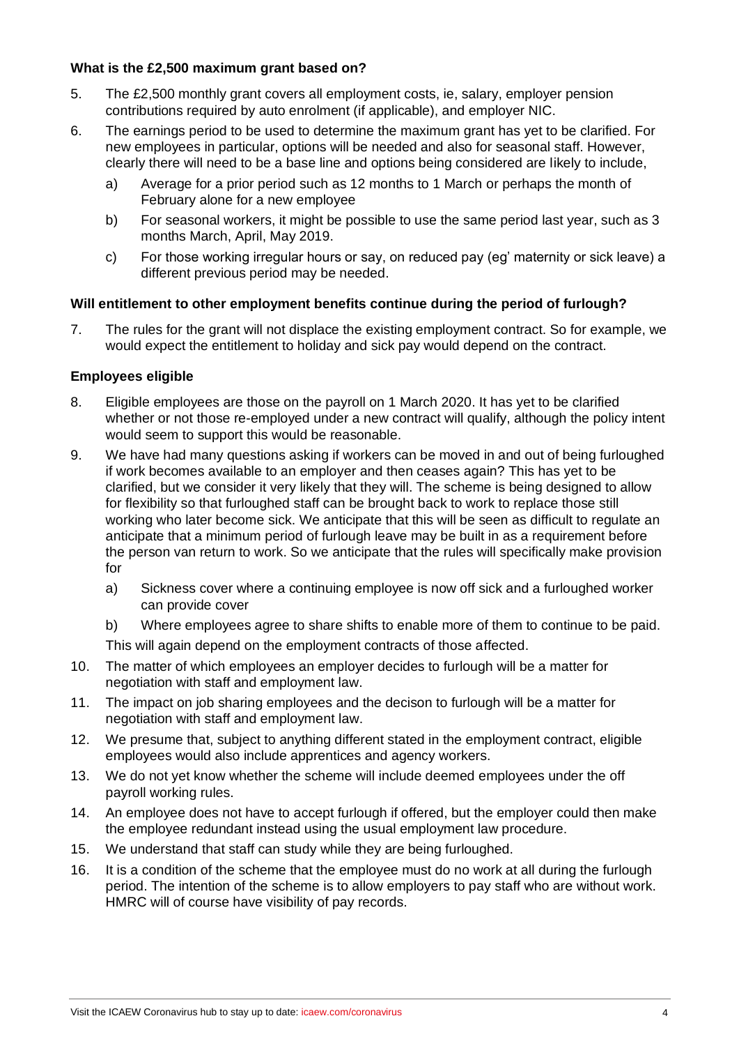**What is the £2,500 maximum grant based on?**

5. The £2,500 monthly grant covers all employment costs, ie, salary, employer pension contributions required by auto enrolment (if applicable), and employer NIC.
6. The earnings period to be used to determine the maximum grant has yet to be clarified. For new employees in particular, options will be needed and also for seasonal staff. However, clearly there will need to be a base line and options being considered are likely to include,
    a) Average for a prior period such as 12 months to 1 March or perhaps the month of February alone for a new employee
    b) For seasonal workers, it might be possible to use the same period last year, such as 3 months March, April, May 2019.
    c) For those working irregular hours or say, on reduced pay (eg' maternity or sick leave) a different previous period may be needed.

**Will entitlement to other employment benefits continue during the period of furlough?**

7. The rules for the grant will not displace the existing employment contract. So for example, we would expect the entitlement to holiday and sick pay would depend on the contract.

**Employees eligible**

8. Eligible employees are those on the payroll on 1 March 2020. It has yet to be clarified whether or not those re-employed under a new contract will qualify, although the policy intent would seem to support this would be reasonable.
9. We have had many questions asking if workers can be moved in and out of being furloughed if work becomes available to an employer and then ceases again? This has yet to be clarified, but we consider it very likely that they will. The scheme is being designed to allow for flexibility so that furloughed staff can be brought back to work to replace those still working who later become sick. We anticipate that this will be seen as difficult to regulate an anticipate that a minimum period of furlough leave may be built in as a requirement before the person van return to work. So we anticipate that the rules will specifically make provision for
    a) Sickness cover where a continuing employee is now off sick and a furloughed worker can provide cover
    b) Where employees agree to share shifts to enable more of them to continue to be paid.

    This will again depend on the employment contracts of those affected.
10. The matter of which employees an employer decides to furlough will be a matter for negotiation with staff and employment law.
11. The impact on job sharing employees and the decison to furlough will be a matter for negotiation with staff and employment law.
12. We presume that, subject to anything different stated in the employment contract, eligible employees would also include apprentices and agency workers.
13. We do not yet know whether the scheme will include deemed employees under the off payroll working rules.
14. An employee does not have to accept furlough if offered, but the employer could then make the employee redundant instead using the usual employment law procedure.
15. We understand that staff can study while they are being furloughed.
16. It is a condition of the scheme that the employee must do no work at all during the furlough period. The intention of the scheme is to allow employers to pay staff who are without work. HMRC will of course have visibility of pay records.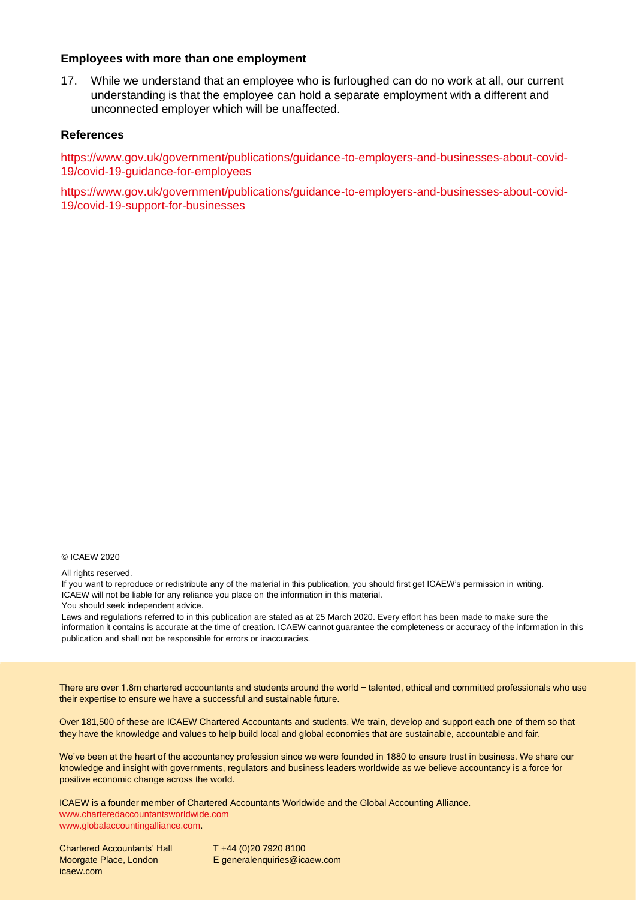### Employees with more than one employment

17. While we understand that an employee who is furloughed can do no work at all, our current understanding is that the employee can hold a separate employment with a different and unconnected employer which will be unaffected.

### References

https://www.gov.uk/government/publications/guidance-to-employers-and-businesses-about-covid-19/covid-19-guidance-for-employees

https://www.gov.uk/government/publications/guidance-to-employers-and-businesses-about-covid-19/covid-19-support-for-businesses

© ICAEW 2020

All rights reserved.

If you want to reproduce or redistribute any of the material in this publication, you should first get ICAEW's permission in writing.
ICAEW will not be liable for any reliance you place on the information in this material.
You should seek independent advice.

Laws and regulations referred to in this publication are stated as at 25 March 2020. Every effort has been made to make sure the information it contains is accurate at the time of creation. ICAEW cannot guarantee the completeness or accuracy of the information in this publication and shall not be responsible for errors or inaccuracies.

There are over 1.8m chartered accountants and students around the world − talented, ethical and committed professionals who use their expertise to ensure we have a successful and sustainable future.

Over 181,500 of these are ICAEW Chartered Accountants and students. We train, develop and support each one of them so that they have the knowledge and values to help build local and global economies that are sustainable, accountable and fair.

We've been at the heart of the accountancy profession since we were founded in 1880 to ensure trust in business. We share our knowledge and insight with governments, regulators and business leaders worldwide as we believe accountancy is a force for positive economic change across the world.

ICAEW is a founder member of Chartered Accountants Worldwide and the Global Accounting Alliance.
www.charteredaccountantsworldwide.com
www.globalaccountingalliance.com.

Chartered Accountants' Hall
Moorgate Place, London
icaew.com

T +44 (0)20 7920 8100
E generalenquiries@icaew.com